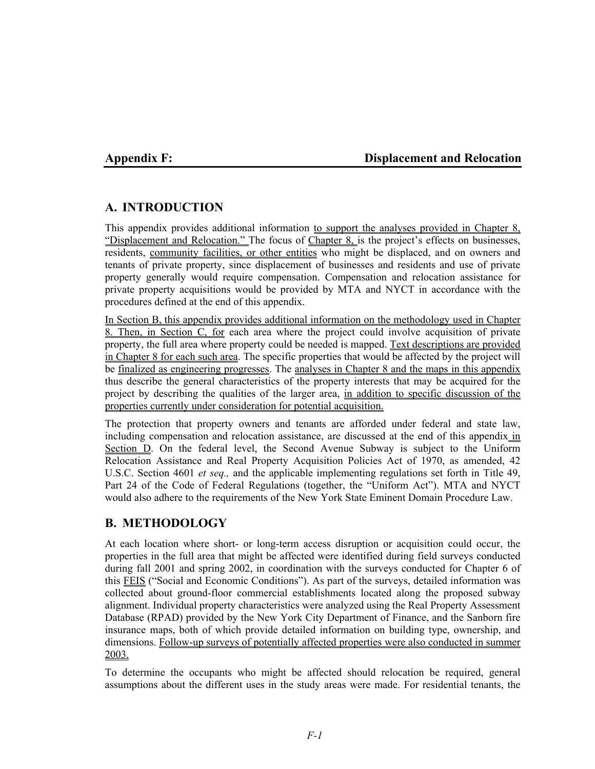# Appendix F: Displacement and Relocation

## A. INTRODUCTION

This appendix provides additional information to support the analyses provided in Chapter 8, "Displacement and Relocation." The focus of Chapter 8, is the project's effects on businesses, residents, community facilities, or other entities who might be displaced, and on owners and tenants of private property, since displacement of businesses and residents and use of private property generally would require compensation. Compensation and relocation assistance for private property acquisitions would be provided by MTA and NYCT in accordance with the procedures defined at the end of this appendix.

In Section B, this appendix provides additional information on the methodology used in Chapter 8. Then, in Section C, for each area where the project could involve acquisition of private property, the full area where property could be needed is mapped. Text descriptions are provided in Chapter 8 for each such area. The specific properties that would be affected by the project will be finalized as engineering progresses. The analyses in Chapter 8 and the maps in this appendix thus describe the general characteristics of the property interests that may be acquired for the project by describing the qualities of the larger area, in addition to specific discussion of the properties currently under consideration for potential acquisition.

The protection that property owners and tenants are afforded under federal and state law, including compensation and relocation assistance, are discussed at the end of this appendix in Section D. On the federal level, the Second Avenue Subway is subject to the Uniform Relocation Assistance and Real Property Acquisition Policies Act of 1970, as amended, 42 U.S.C. Section 4601 *et seq.,* and the applicable implementing regulations set forth in Title 49, Part 24 of the Code of Federal Regulations (together, the "Uniform Act"). MTA and NYCT would also adhere to the requirements of the New York State Eminent Domain Procedure Law.

## B. METHODOLOGY

At each location where short- or long-term access disruption or acquisition could occur, the properties in the full area that might be affected were identified during field surveys conducted during fall 2001 and spring 2002, in coordination with the surveys conducted for Chapter 6 of this FEIS ("Social and Economic Conditions"). As part of the surveys, detailed information was collected about ground-floor commercial establishments located along the proposed subway alignment. Individual property characteristics were analyzed using the Real Property Assessment Database (RPAD) provided by the New York City Department of Finance, and the Sanborn fire insurance maps, both of which provide detailed information on building type, ownership, and dimensions. Follow-up surveys of potentially affected properties were also conducted in summer 2003.

To determine the occupants who might be affected should relocation be required, general assumptions about the different uses in the study areas were made. For residential tenants, the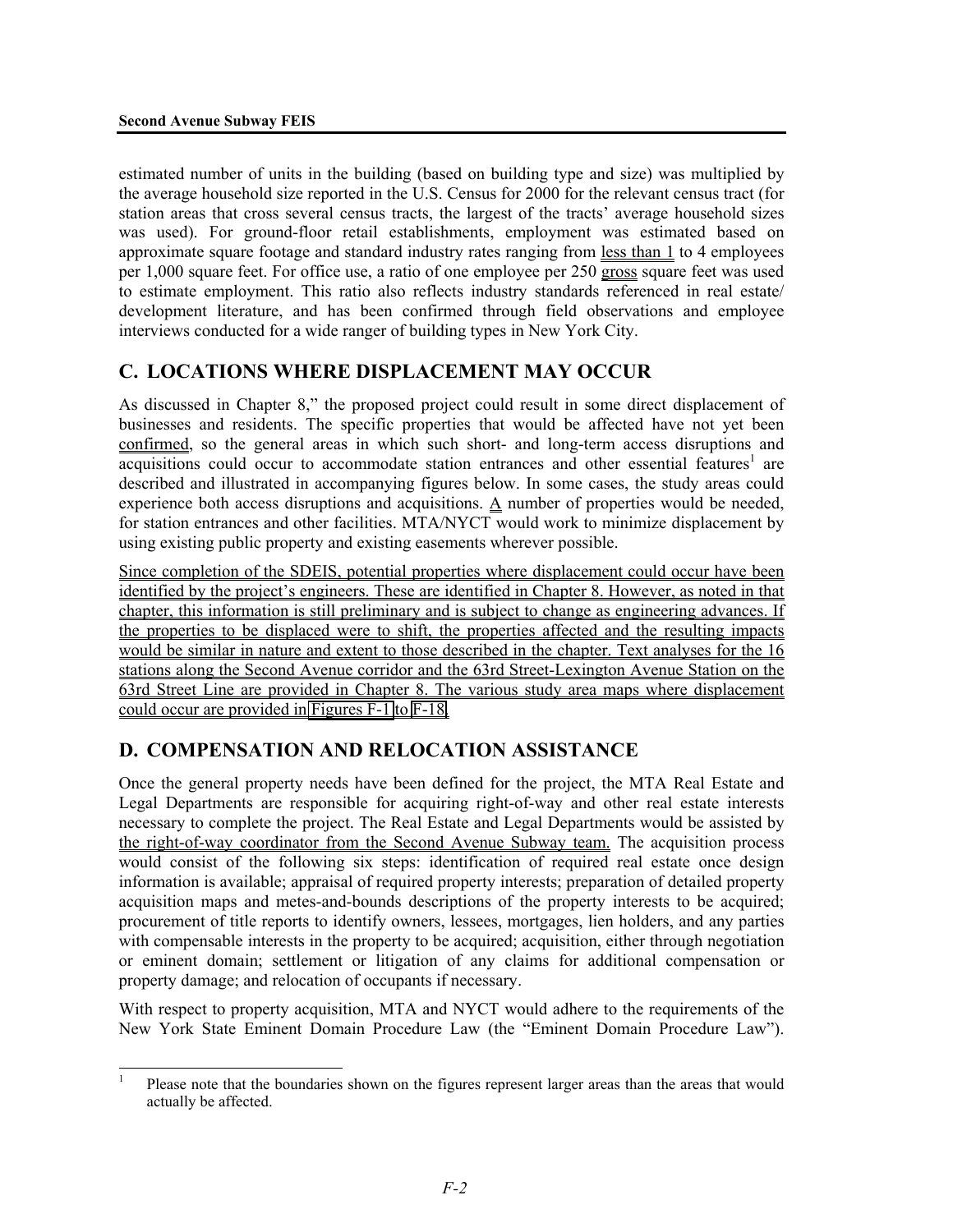estimated number of units in the building (based on building type and size) was multiplied by the average household size reported in the U.S. Census for 2000 for the relevant census tract (for station areas that cross several census tracts, the largest of the tracts' average household sizes was used). For ground-floor retail establishments, employment was estimated based on approximate square footage and standard industry rates ranging from less than 1 to 4 employees per 1,000 square feet. For office use, a ratio of one employee per 250 gross square feet was used to estimate employment. This ratio also reflects industry standards referenced in real estate/ development literature, and has been confirmed through field observations and employee interviews conducted for a wide ranger of building types in New York City.

## C. LOCATIONS WHERE DISPLACEMENT MAY OCCUR

As discussed in Chapter 8," the proposed project could result in some direct displacement of businesses and residents. The specific properties that would be affected have not yet been confirmed, so the general areas in which such short- and long-term access disruptions and acquisitions could occur to accommodate station entrances and other essential features[1] are described and illustrated in accompanying figures below. In some cases, the study areas could experience both access disruptions and acquisitions. A number of properties would be needed, for station entrances and other facilities. MTA/NYCT would work to minimize displacement by using existing public property and existing easements wherever possible.

Since completion of the SDEIS, potential properties where displacement could occur have been identified by the project's engineers. These are identified in Chapter 8. However, as noted in that chapter, this information is still preliminary and is subject to change as engineering advances. If the properties to be displaced were to shift, the properties affected and the resulting impacts would be similar in nature and extent to those described in the chapter. Text analyses for the 16 stations along the Second Avenue corridor and the 63rd Street-Lexington Avenue Station on the 63rd Street Line are provided in Chapter 8. The various study area maps where displacement could occur are provided in Figures F-1 to F-18.

## D. COMPENSATION AND RELOCATION ASSISTANCE

Once the general property needs have been defined for the project, the MTA Real Estate and Legal Departments are responsible for acquiring right-of-way and other real estate interests necessary to complete the project. The Real Estate and Legal Departments would be assisted by the right-of-way coordinator from the Second Avenue Subway team. The acquisition process would consist of the following six steps: identification of required real estate once design information is available; appraisal of required property interests; preparation of detailed property acquisition maps and metes-and-bounds descriptions of the property interests to be acquired; procurement of title reports to identify owners, lessees, mortgages, lien holders, and any parties with compensable interests in the property to be acquired; acquisition, either through negotiation or eminent domain; settlement or litigation of any claims for additional compensation or property damage; and relocation of occupants if necessary.

With respect to property acquisition, MTA and NYCT would adhere to the requirements of the New York State Eminent Domain Procedure Law (the "Eminent Domain Procedure Law").

[1] Please note that the boundaries shown on the figures represent larger areas than the areas that would actually be affected.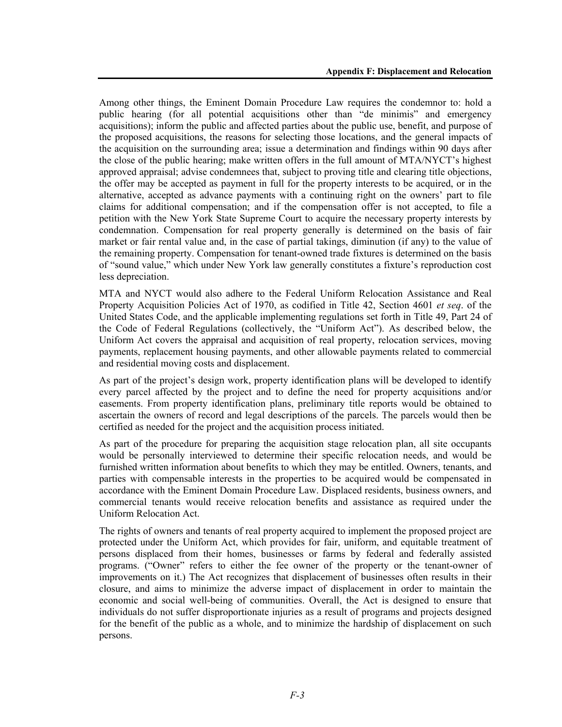Among other things, the Eminent Domain Procedure Law requires the condemnor to: hold a public hearing (for all potential acquisitions other than "de minimis" and emergency acquisitions); inform the public and affected parties about the public use, benefit, and purpose of the proposed acquisitions, the reasons for selecting those locations, and the general impacts of the acquisition on the surrounding area; issue a determination and findings within 90 days after the close of the public hearing; make written offers in the full amount of MTA/NYCT's highest approved appraisal; advise condemnees that, subject to proving title and clearing title objections, the offer may be accepted as payment in full for the property interests to be acquired, or in the alternative, accepted as advance payments with a continuing right on the owners' part to file claims for additional compensation; and if the compensation offer is not accepted, to file a petition with the New York State Supreme Court to acquire the necessary property interests by condemnation. Compensation for real property generally is determined on the basis of fair market or fair rental value and, in the case of partial takings, diminution (if any) to the value of the remaining property. Compensation for tenant-owned trade fixtures is determined on the basis of "sound value," which under New York law generally constitutes a fixture's reproduction cost less depreciation.

MTA and NYCT would also adhere to the Federal Uniform Relocation Assistance and Real Property Acquisition Policies Act of 1970, as codified in Title 42, Section 4601 *et seq*. of the United States Code, and the applicable implementing regulations set forth in Title 49, Part 24 of the Code of Federal Regulations (collectively, the "Uniform Act"). As described below, the Uniform Act covers the appraisal and acquisition of real property, relocation services, moving payments, replacement housing payments, and other allowable payments related to commercial and residential moving costs and displacement.

As part of the project's design work, property identification plans will be developed to identify every parcel affected by the project and to define the need for property acquisitions and/or easements. From property identification plans, preliminary title reports would be obtained to ascertain the owners of record and legal descriptions of the parcels. The parcels would then be certified as needed for the project and the acquisition process initiated.

As part of the procedure for preparing the acquisition stage relocation plan, all site occupants would be personally interviewed to determine their specific relocation needs, and would be furnished written information about benefits to which they may be entitled. Owners, tenants, and parties with compensable interests in the properties to be acquired would be compensated in accordance with the Eminent Domain Procedure Law. Displaced residents, business owners, and commercial tenants would receive relocation benefits and assistance as required under the Uniform Relocation Act.

The rights of owners and tenants of real property acquired to implement the proposed project are protected under the Uniform Act, which provides for fair, uniform, and equitable treatment of persons displaced from their homes, businesses or farms by federal and federally assisted programs. ("Owner" refers to either the fee owner of the property or the tenant-owner of improvements on it.) The Act recognizes that displacement of businesses often results in their closure, and aims to minimize the adverse impact of displacement in order to maintain the economic and social well-being of communities. Overall, the Act is designed to ensure that individuals do not suffer disproportionate injuries as a result of programs and projects designed for the benefit of the public as a whole, and to minimize the hardship of displacement on such persons.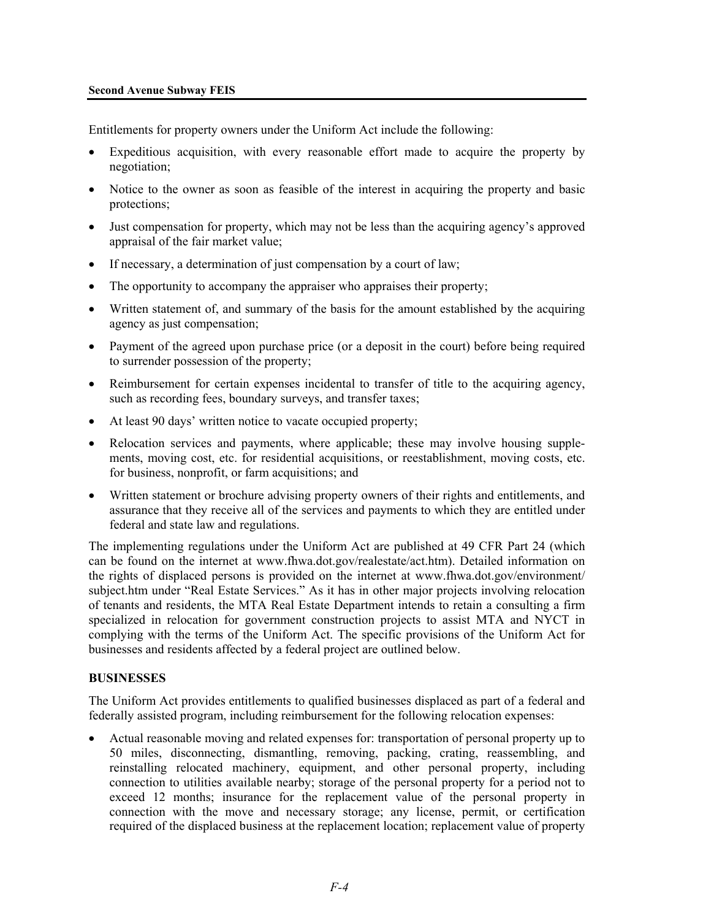Entitlements for property owners under the Uniform Act include the following:

- Expeditious acquisition, with every reasonable effort made to acquire the property by negotiation;
- Notice to the owner as soon as feasible of the interest in acquiring the property and basic protections;
- Just compensation for property, which may not be less than the acquiring agency's approved appraisal of the fair market value;
- If necessary, a determination of just compensation by a court of law;
- The opportunity to accompany the appraiser who appraises their property;
- Written statement of, and summary of the basis for the amount established by the acquiring agency as just compensation;
- Payment of the agreed upon purchase price (or a deposit in the court) before being required to surrender possession of the property;
- Reimbursement for certain expenses incidental to transfer of title to the acquiring agency, such as recording fees, boundary surveys, and transfer taxes;
- At least 90 days' written notice to vacate occupied property;
- Relocation services and payments, where applicable; these may involve housing supplements, moving cost, etc. for residential acquisitions, or reestablishment, moving costs, etc. for business, nonprofit, or farm acquisitions; and
- Written statement or brochure advising property owners of their rights and entitlements, and assurance that they receive all of the services and payments to which they are entitled under federal and state law and regulations.

The implementing regulations under the Uniform Act are published at 49 CFR Part 24 (which can be found on the internet at www.fhwa.dot.gov/realestate/act.htm). Detailed information on the rights of displaced persons is provided on the internet at www.fhwa.dot.gov/environment/subject.htm under "Real Estate Services." As it has in other major projects involving relocation of tenants and residents, the MTA Real Estate Department intends to retain a consulting a firm specialized in relocation for government construction projects to assist MTA and NYCT in complying with the terms of the Uniform Act. The specific provisions of the Uniform Act for businesses and residents affected by a federal project are outlined below.

**BUSINESSES**

The Uniform Act provides entitlements to qualified businesses displaced as part of a federal and federally assisted program, including reimbursement for the following relocation expenses:

- Actual reasonable moving and related expenses for: transportation of personal property up to 50 miles, disconnecting, dismantling, removing, packing, crating, reassembling, and reinstalling relocated machinery, equipment, and other personal property, including connection to utilities available nearby; storage of the personal property for a period not to exceed 12 months; insurance for the replacement value of the personal property in connection with the move and necessary storage; any license, permit, or certification required of the displaced business at the replacement location; replacement value of property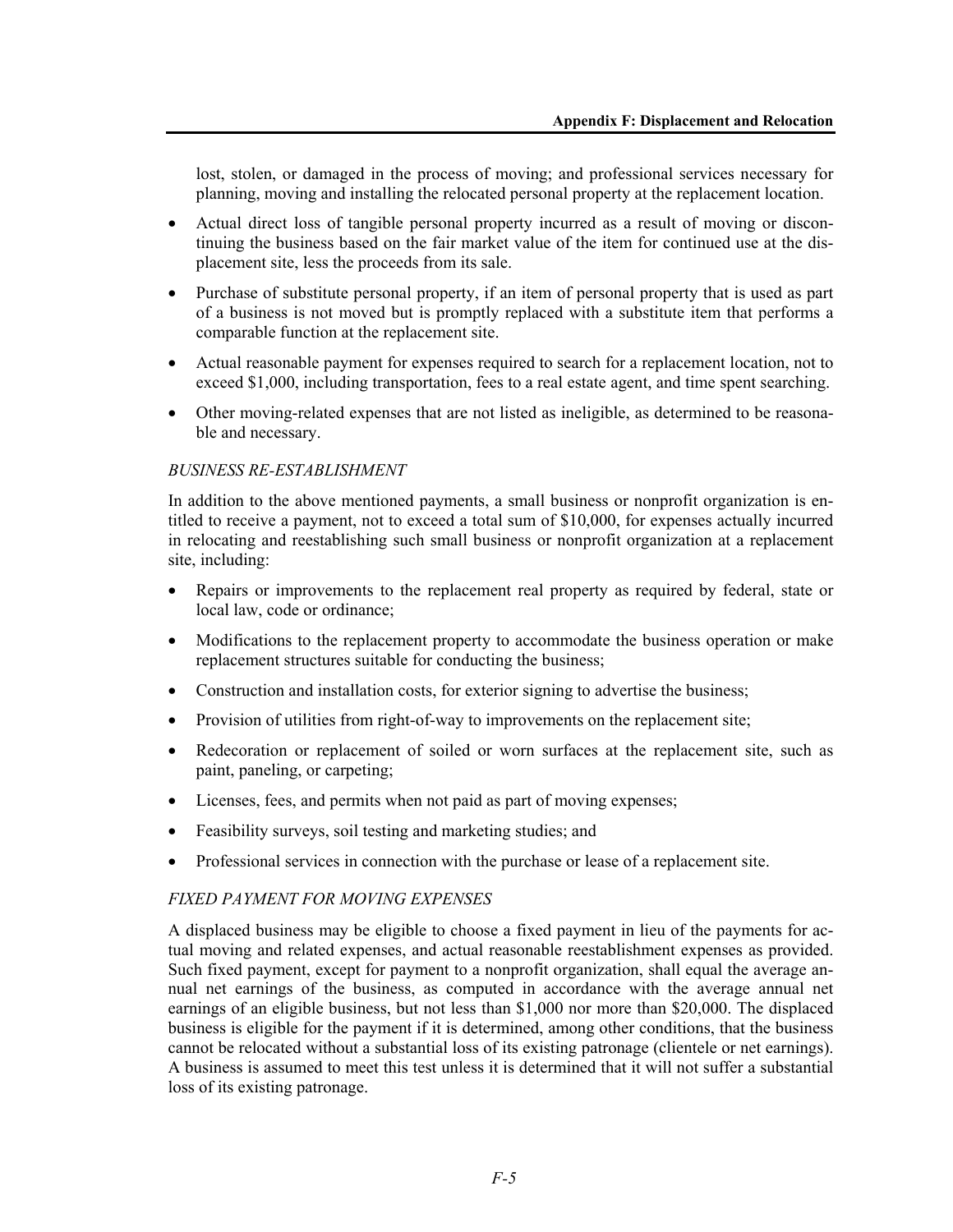lost, stolen, or damaged in the process of moving; and professional services necessary for planning, moving and installing the relocated personal property at the replacement location.

- Actual direct loss of tangible personal property incurred as a result of moving or discontinuing the business based on the fair market value of the item for continued use at the displacement site, less the proceeds from its sale.
- Purchase of substitute personal property, if an item of personal property that is used as part of a business is not moved but is promptly replaced with a substitute item that performs a comparable function at the replacement site.
- Actual reasonable payment for expenses required to search for a replacement location, not to exceed $1,000, including transportation, fees to a real estate agent, and time spent searching.
- Other moving-related expenses that are not listed as ineligible, as determined to be reasonable and necessary.

*BUSINESS RE-ESTABLISHMENT*

In addition to the above mentioned payments, a small business or nonprofit organization is entitled to receive a payment, not to exceed a total sum of $10,000, for expenses actually incurred in relocating and reestablishing such small business or nonprofit organization at a replacement site, including:

- Repairs or improvements to the replacement real property as required by federal, state or local law, code or ordinance;
- Modifications to the replacement property to accommodate the business operation or make replacement structures suitable for conducting the business;
- Construction and installation costs, for exterior signing to advertise the business;
- Provision of utilities from right-of-way to improvements on the replacement site;
- Redecoration or replacement of soiled or worn surfaces at the replacement site, such as paint, paneling, or carpeting;
- Licenses, fees, and permits when not paid as part of moving expenses;
- Feasibility surveys, soil testing and marketing studies; and
- Professional services in connection with the purchase or lease of a replacement site.

*FIXED PAYMENT FOR MOVING EXPENSES*

A displaced business may be eligible to choose a fixed payment in lieu of the payments for actual moving and related expenses, and actual reasonable reestablishment expenses as provided. Such fixed payment, except for payment to a nonprofit organization, shall equal the average annual net earnings of the business, as computed in accordance with the average annual net earnings of an eligible business, but not less than $1,000 nor more than $20,000. The displaced business is eligible for the payment if it is determined, among other conditions, that the business cannot be relocated without a substantial loss of its existing patronage (clientele or net earnings). A business is assumed to meet this test unless it is determined that it will not suffer a substantial loss of its existing patronage.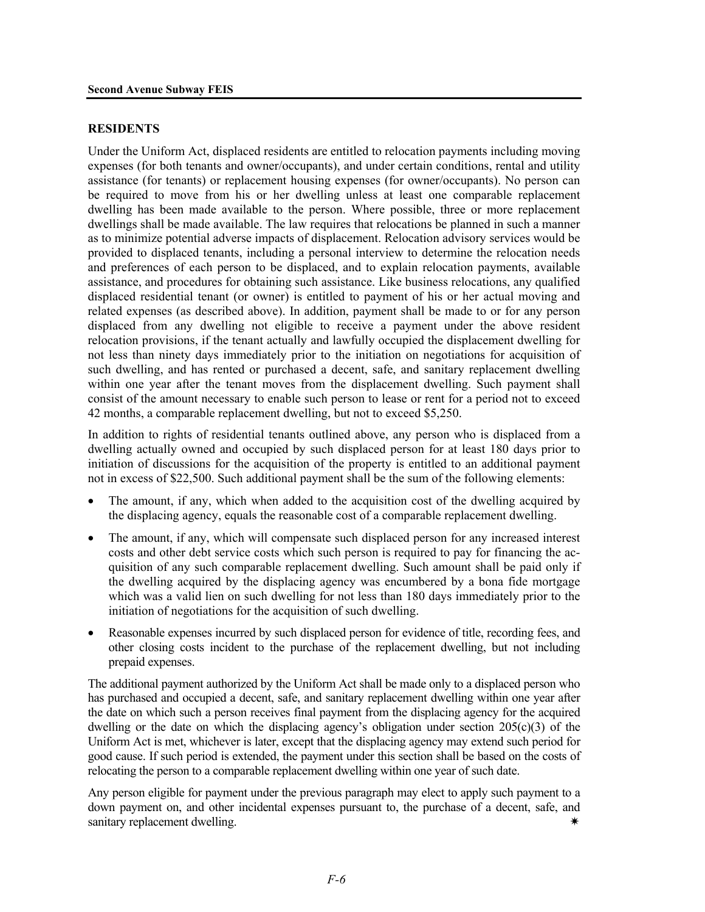## RESIDENTS

Under the Uniform Act, displaced residents are entitled to relocation payments including moving expenses (for both tenants and owner/occupants), and under certain conditions, rental and utility assistance (for tenants) or replacement housing expenses (for owner/occupants). No person can be required to move from his or her dwelling unless at least one comparable replacement dwelling has been made available to the person. Where possible, three or more replacement dwellings shall be made available. The law requires that relocations be planned in such a manner as to minimize potential adverse impacts of displacement. Relocation advisory services would be provided to displaced tenants, including a personal interview to determine the relocation needs and preferences of each person to be displaced, and to explain relocation payments, available assistance, and procedures for obtaining such assistance. Like business relocations, any qualified displaced residential tenant (or owner) is entitled to payment of his or her actual moving and related expenses (as described above). In addition, payment shall be made to or for any person displaced from any dwelling not eligible to receive a payment under the above resident relocation provisions, if the tenant actually and lawfully occupied the displacement dwelling for not less than ninety days immediately prior to the initiation on negotiations for acquisition of such dwelling, and has rented or purchased a decent, safe, and sanitary replacement dwelling within one year after the tenant moves from the displacement dwelling. Such payment shall consist of the amount necessary to enable such person to lease or rent for a period not to exceed 42 months, a comparable replacement dwelling, but not to exceed $5,250.

In addition to rights of residential tenants outlined above, any person who is displaced from a dwelling actually owned and occupied by such displaced person for at least 180 days prior to initiation of discussions for the acquisition of the property is entitled to an additional payment not in excess of $22,500. Such additional payment shall be the sum of the following elements:

- The amount, if any, which when added to the acquisition cost of the dwelling acquired by the displacing agency, equals the reasonable cost of a comparable replacement dwelling.
- The amount, if any, which will compensate such displaced person for any increased interest costs and other debt service costs which such person is required to pay for financing the acquisition of any such comparable replacement dwelling. Such amount shall be paid only if the dwelling acquired by the displacing agency was encumbered by a bona fide mortgage which was a valid lien on such dwelling for not less than 180 days immediately prior to the initiation of negotiations for the acquisition of such dwelling.
- Reasonable expenses incurred by such displaced person for evidence of title, recording fees, and other closing costs incident to the purchase of the replacement dwelling, but not including prepaid expenses.

The additional payment authorized by the Uniform Act shall be made only to a displaced person who has purchased and occupied a decent, safe, and sanitary replacement dwelling within one year after the date on which such a person receives final payment from the displacing agency for the acquired dwelling or the date on which the displacing agency's obligation under section 205(c)(3) of the Uniform Act is met, whichever is later, except that the displacing agency may extend such period for good cause. If such period is extended, the payment under this section shall be based on the costs of relocating the person to a comparable replacement dwelling within one year of such date.

Any person eligible for payment under the previous paragraph may elect to apply such payment to a down payment on, and other incidental expenses pursuant to, the purchase of a decent, safe, and sanitary replacement dwelling. ✷